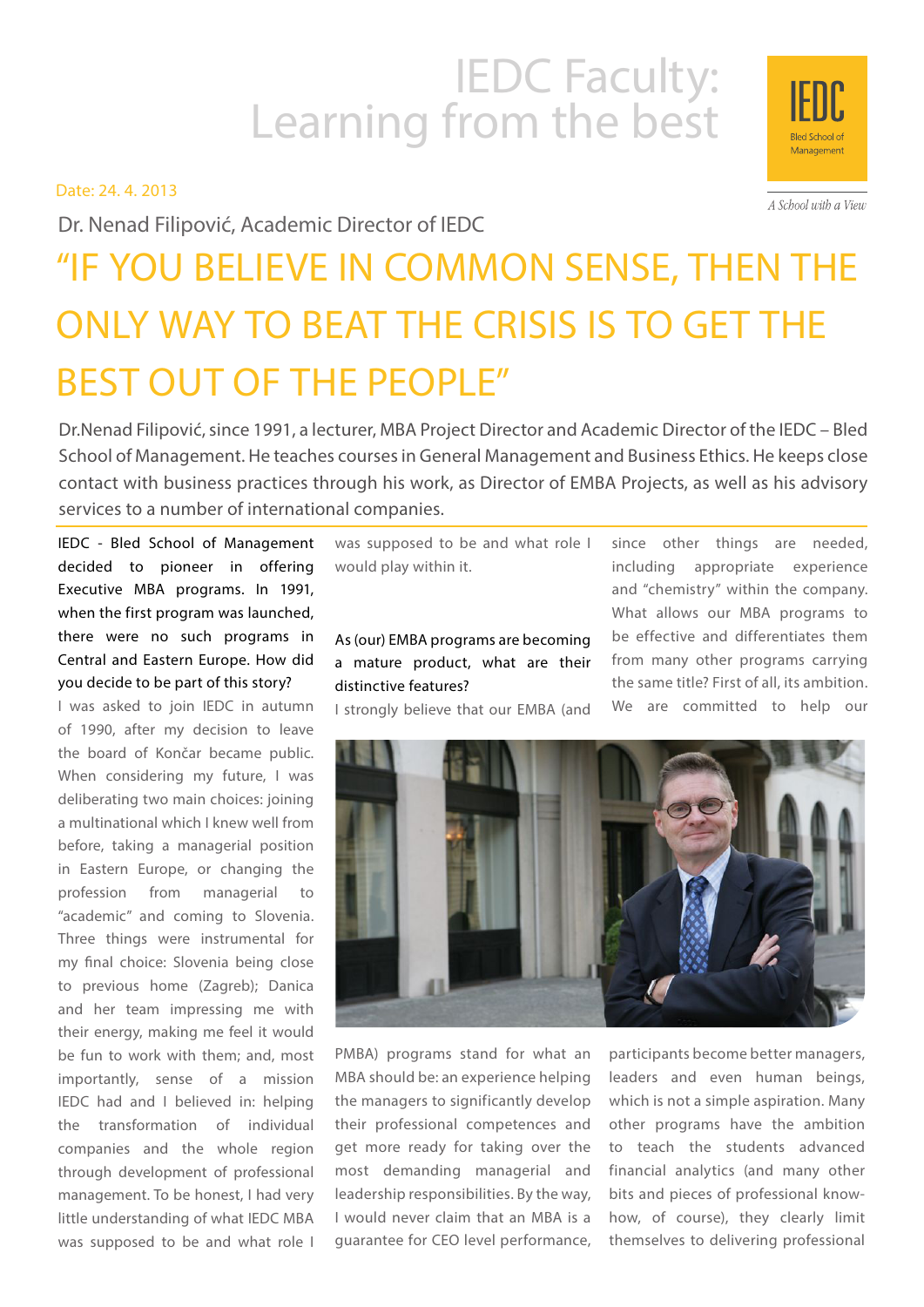# IEDC Faculty: Learning from the best

IEDC Bled School of Management

*A School with a View*

Date: 24. 4. 2013

Dr. Nenad Filipović, Academic Director of IEDC

## "IF YOU BELIEVE IN COMMON SENSE, THEN THE ONLY WAY TO BEAT THE CRISIS IS TO GET THE BEST OUT OF THE PEOPLE"

Dr.Nenad Filipović, since 1991, a lecturer, MBA Project Director and Academic Director of the IEDC – Bled School of Management. He teaches courses in General Management and Business Ethics. He keeps close contact with business practices through his work, as Director of EMBA Projects, as well as his advisory services to a number of international companies.

**IEDC - Bled School of Management decided to pioneer in offering Executive MBA programs. In 1991, when the first program was launched, there were no such programs in Central and Eastern Europe. How did you decide to be part of this story?**

I was asked to join IEDC in autumn of 1990, after my decision to leave the board of Končar became public. When considering my future, I was deliberating two main choices: joining a multinational which I knew well from before, taking a managerial position in Eastern Europe, or changing the profession from managerial to "academic" and coming to Slovenia. Three things were instrumental for my final choice: Slovenia being close to previous home (Zagreb); Danica and her team impressing me with their energy, making me feel it would be fun to work with them; and, most importantly, sense of a mission IEDC had and I believed in: helping the transformation of individual companies and the whole region through development of professional management. To be honest, I had very little understanding of what IEDC MBA was supposed to be and what role I was supposed to be and what role I would play within it.

**As (our) EMBA programs are becoming a mature product, what are their distinctive features?**

I strongly believe that our EMBA (and PMBA) programs stand for what an MBA should be: an experience helping the managers to significantly develop their professional competences and get more ready for taking over the most demanding managerial and leadership responsibilities. By the way, I would never claim that an MBA is a guarantee for CEO level performance, since other things are needed, including appropriate experience and "chemistry" within the company. What allows our MBA programs to be effective and differentiates them from many other programs carrying the same title? First of all, its ambition. We are committed to help our participants become better managers, leaders and even human beings, which is not a simple aspiration. Many other programs have the ambition to teach the students advanced financial analytics (and many other bits and pieces of professional know-how, of course), they clearly limit themselves to delivering professional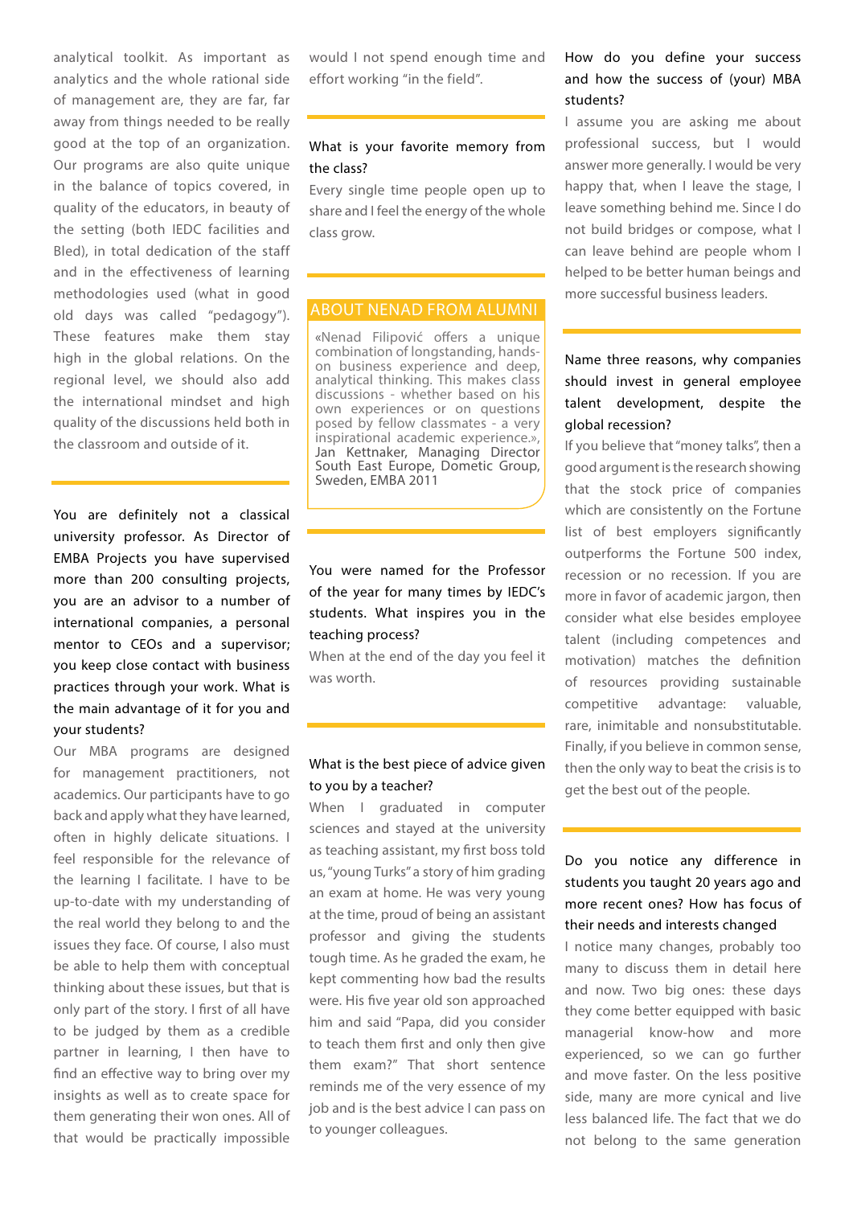analytical toolkit. As important as analytics and the whole rational side of management are, they are far, far away from things needed to be really good at the top of an organization. Our programs are also quite unique in the balance of topics covered, in quality of the educators, in beauty of the setting (both IEDC facilities and Bled), in total dedication of the staff and in the effectiveness of learning methodologies used (what in good old days was called "pedagogy"). These features make them stay high in the global relations. On the regional level, we should also add the international mindset and high quality of the discussions held both in the classroom and outside of it.

**You are definitely not a classical university professor. As Director of EMBA Projects you have supervised more than 200 consulting projects, you are an advisor to a number of international companies, a personal mentor to CEOs and a supervisor; you keep close contact with business practices through your work. What is the main advantage of it for you and your students?**

Our MBA programs are designed for management practitioners, not academics. Our participants have to go back and apply what they have learned, often in highly delicate situations. I feel responsible for the relevance of the learning I facilitate. I have to be up-to-date with my understanding of the real world they belong to and the issues they face. Of course, I also must be able to help them with conceptual thinking about these issues, but that is only part of the story. I first of all have to be judged by them as a credible partner in learning, I then have to find an effective way to bring over my insights as well as to create space for them generating their won ones. All of that would be practically impossible would I not spend enough time and effort working "in the field".

**What is your favorite memory from the class?**

Every single time people open up to share and I feel the energy of the whole class grow.

## ABOUT NENAD FROM ALUMNI

«Nenad Filipović offers a unique combination of longstanding, hands-on business experience and deep, analytical thinking. This makes class discussions - whether based on his own experiences or on questions posed by fellow classmates - a very inspirational academic experience.», Jan Kettnaker, Managing Director South East Europe, Dometic Group, Sweden, EMBA 2011

**You were named for the Professor of the year for many times by IEDC's students. What inspires you in the teaching process?**

When at the end of the day you feel it was worth.

**What is the best piece of advice given to you by a teacher?**

When I graduated in computer sciences and stayed at the university as teaching assistant, my first boss told us, "young Turks" a story of him grading an exam at home. He was very young at the time, proud of being an assistant professor and giving the students tough time. As he graded the exam, he kept commenting how bad the results were. His five year old son approached him and said "Papa, did you consider to teach them first and only then give them exam?" That short sentence reminds me of the very essence of my job and is the best advice I can pass on to younger colleagues.

**How do you define your success and how the success of (your) MBA students?**

I assume you are asking me about professional success, but I would answer more generally. I would be very happy that, when I leave the stage, I leave something behind me. Since I do not build bridges or compose, what I can leave behind are people whom I helped to be better human beings and more successful business leaders.

**Name three reasons, why companies should invest in general employee talent development, despite the global recession?**

If you believe that "money talks", then a good argument is the research showing that the stock price of companies which are consistently on the Fortune list of best employers significantly outperforms the Fortune 500 index, recession or no recession. If you are more in favor of academic jargon, then consider what else besides employee talent (including competences and motivation) matches the definition of resources providing sustainable competitive advantage: valuable, rare, inimitable and nonsubstitutable. Finally, if you believe in common sense, then the only way to beat the crisis is to get the best out of the people.

**Do you notice any difference in students you taught 20 years ago and more recent ones? How has focus of their needs and interests changed**

I notice many changes, probably too many to discuss them in detail here and now. Two big ones: these days they come better equipped with basic managerial know-how and more experienced, so we can go further and move faster. On the less positive side, many are more cynical and live less balanced life. The fact that we do not belong to the same generation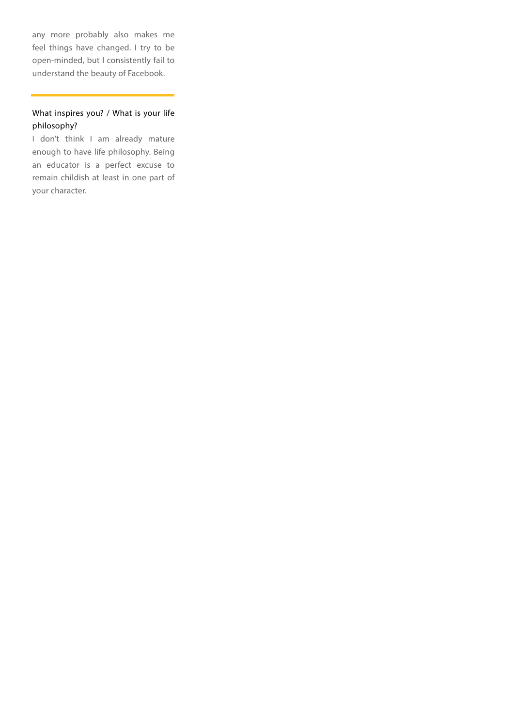any more probably also makes me feel things have changed. I try to be open-minded, but I consistently fail to understand the beauty of Facebook.

---

### What inspires you? / What is your life philosophy?

I don't think I am already mature enough to have life philosophy. Being an educator is a perfect excuse to remain childish at least in one part of your character.